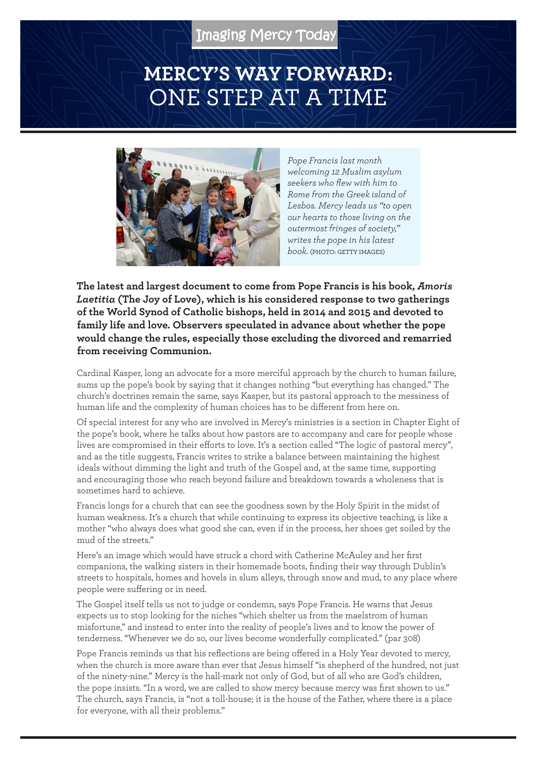Imaging Mercy Today

# MERCY'S WAY FORWARD: ONE STEP AT A TIME

*Pope Francis last month welcoming 12 Muslim asylum seekers who flew with him to Rome from the Greek island of Lesbos. Mercy leads us "to open our hearts to those living on the outermost fringes of society," writes the pope in his latest book.* (PHOTO: GETTY IMAGES)

**The latest and largest document to come from Pope Francis is his book, *Amoris Laetitia* (The Joy of Love), which is his considered response to two gatherings of the World Synod of Catholic bishops, held in 2014 and 2015 and devoted to family life and love. Observers speculated in advance about whether the pope would change the rules, especially those excluding the divorced and remarried from receiving Communion.**

Cardinal Kasper, long an advocate for a more merciful approach by the church to human failure, sums up the pope's book by saying that it changes nothing "but everything has changed." The church's doctrines remain the same, says Kasper, but its pastoral approach to the messiness of human life and the complexity of human choices has to be different from here on.

Of special interest for any who are involved in Mercy's ministries is a section in Chapter Eight of the pope's book, where he talks about how pastors are to accompany and care for people whose lives are compromised in their efforts to love. It's a section called "The logic of pastoral mercy", and as the title suggests, Francis writes to strike a balance between maintaining the highest ideals without dimming the light and truth of the Gospel and, at the same time, supporting and encouraging those who reach beyond failure and breakdown towards a wholeness that is sometimes hard to achieve.

Francis longs for a church that can see the goodness sown by the Holy Spirit in the midst of human weakness. It's a church that while continuing to express its objective teaching, is like a mother "who always does what good she can, even if in the process, her shoes get soiled by the mud of the streets."

Here's an image which would have struck a chord with Catherine McAuley and her first companions, the walking sisters in their homemade boots, finding their way through Dublin's streets to hospitals, homes and hovels in slum alleys, through snow and mud, to any place where people were suffering or in need.

The Gospel itself tells us not to judge or condemn, says Pope Francis. He warns that Jesus expects us to stop looking for the niches "which shelter us from the maelstrom of human misfortune," and instead to enter into the reality of people's lives and to know the power of tenderness. "Whenever we do so, our lives become wonderfully complicated." (par 308)

Pope Francis reminds us that his reflections are being offered in a Holy Year devoted to mercy, when the church is more aware than ever that Jesus himself "is shepherd of the hundred, not just of the ninety-nine." Mercy is the hall-mark not only of God, but of all who are God's children, the pope insists. "In a word, we are called to show mercy because mercy was first shown to us." The church, says Francis, is "not a toll-house; it is the house of the Father, where there is a place for everyone, with all their problems."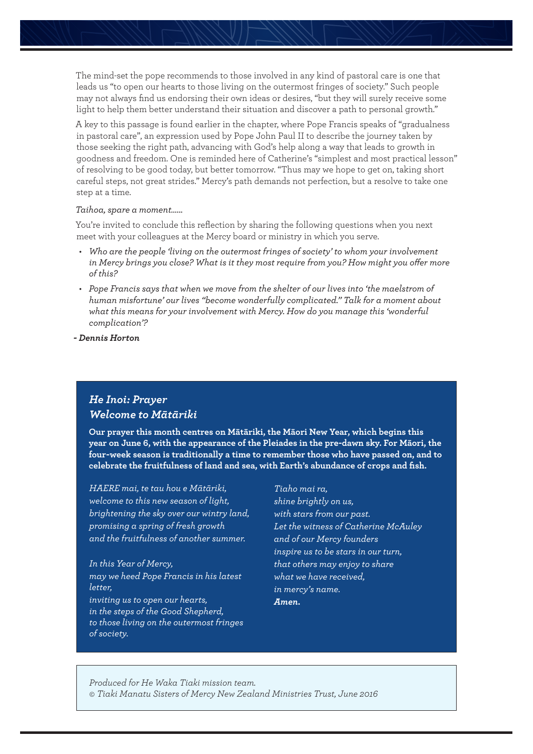The mind-set the pope recommends to those involved in any kind of pastoral care is one that leads us "to open our hearts to those living on the outermost fringes of society." Such people may not always find us endorsing their own ideas or desires, "but they will surely receive some light to help them better understand their situation and discover a path to personal growth."

A key to this passage is found earlier in the chapter, where Pope Francis speaks of "gradualness in pastoral care", an expression used by Pope John Paul II to describe the journey taken by those seeking the right path, advancing with God's help along a way that leads to growth in goodness and freedom. One is reminded here of Catherine's "simplest and most practical lesson" of resolving to be good today, but better tomorrow. "Thus may we hope to get on, taking short careful steps, not great strides." Mercy's path demands not perfection, but a resolve to take one step at a time.

*Taihoa, spare a moment……*

You're invited to conclude this reflection by sharing the following questions when you next meet with your colleagues at the Mercy board or ministry in which you serve.

- *Who are the people 'living on the outermost fringes of society' to whom your involvement in Mercy brings you close? What is it they most require from you? How might you offer more of this?*
- *Pope Francis says that when we move from the shelter of our lives into 'the maelstrom of human misfortune' our lives "become wonderfully complicated." Talk for a moment about what this means for your involvement with Mercy. How do you manage this 'wonderful complication'?*

***- Dennis Horton***

## *He Inoi: Prayer*
## *Welcome to Mātāriki*

**Our prayer this month centres on Mātāriki, the Māori New Year, which begins this year on June 6, with the appearance of the Pleiades in the pre-dawn sky. For Māori, the four-week season is traditionally a time to remember those who have passed on, and to celebrate the fruitfulness of land and sea, with Earth's abundance of crops and fish.**

*HAERE mai, te tau hou e Mātāriki,*
*welcome to this new season of light,*
*brightening the sky over our wintry land,*
*promising a spring of fresh growth*
*and the fruitfulness of another summer.*

*In this Year of Mercy,*
*may we heed Pope Francis in his latest letter,*
*inviting us to open our hearts,*
*in the steps of the Good Shepherd,*
*to those living on the outermost fringes of society.*

*Tiaho mai ra,*
*shine brightly on us,*
*with stars from our past.*
*Let the witness of Catherine McAuley*
*and of our Mercy founders*
*inspire us to be stars in our turn,*
*that others may enjoy to share*
*what we have received,*
*in mercy's name.*
***Amen.***

*Produced for He Waka Tiaki mission team.*
*© Tiaki Manatu Sisters of Mercy New Zealand Ministries Trust, June 2016*